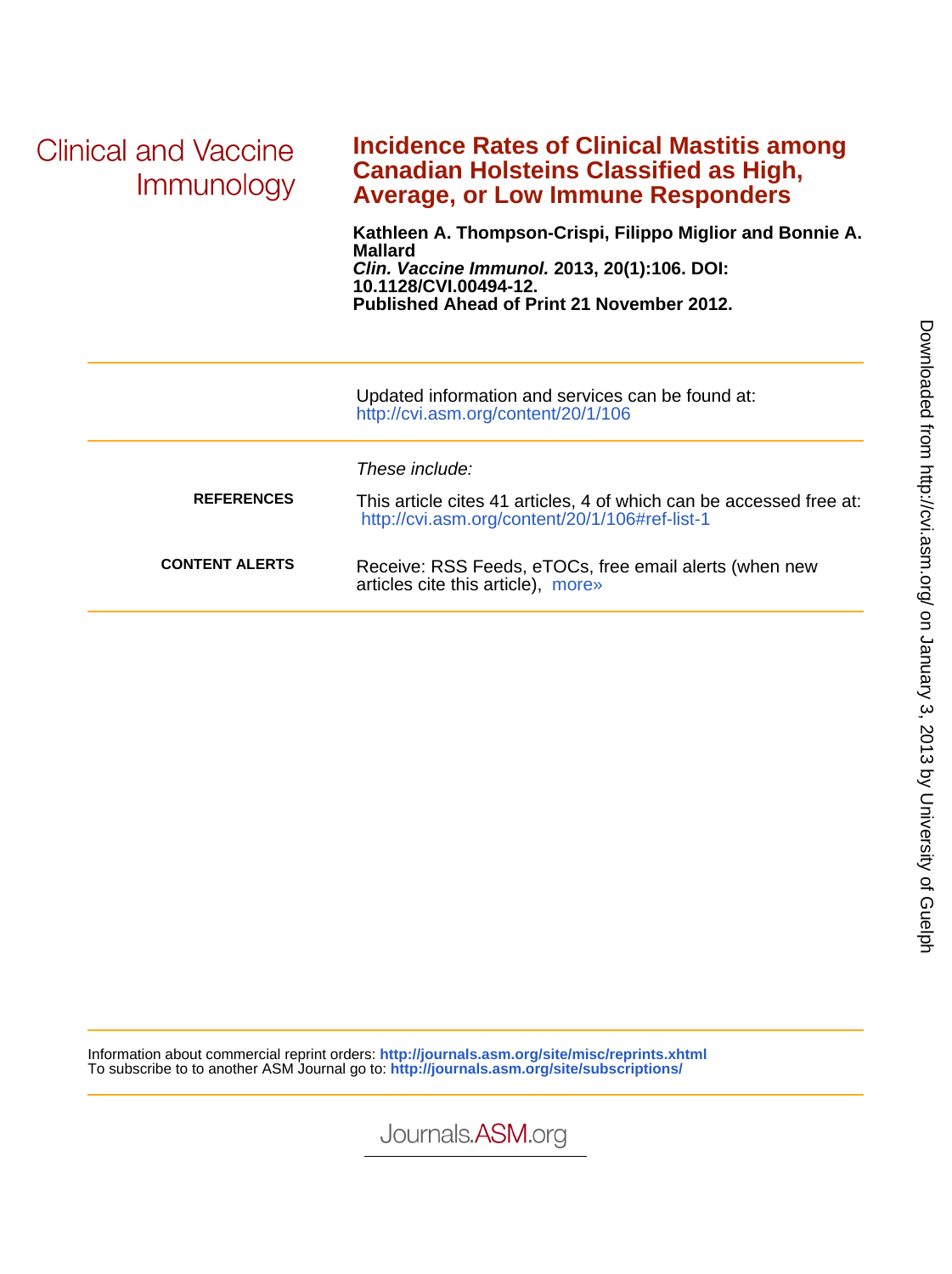Clinical and Vaccine Immunology

# Incidence Rates of Clinical Mastitis among Canadian Holsteins Classified as High, Average, or Low Immune Responders

**Kathleen A. Thompson-Crispi, Filippo Miglior and Bonnie A. Mallard**
***Clin. Vaccine Immunol.*** **2013, 20(1):106. DOI: 10.1128/CVI.00494-12.**
**Published Ahead of Print 21 November 2012.**

Updated information and services can be found at:
http://cvi.asm.org/content/20/1/106

*These include:*

**REFERENCES**
This article cites 41 articles, 4 of which can be accessed free at: http://cvi.asm.org/content/20/1/106#ref-list-1

**CONTENT ALERTS**
Receive: RSS Feeds, eTOCs, free email alerts (when new articles cite this article), more»

Information about commercial reprint orders: **http://journals.asm.org/site/misc/reprints.xhtml**
To subscribe to to another ASM Journal go to: **http://journals.asm.org/site/subscriptions/**

Journals.ASM.org

Downloaded from http://cvi.asm.org/ on January 3, 2013 by University of Guelph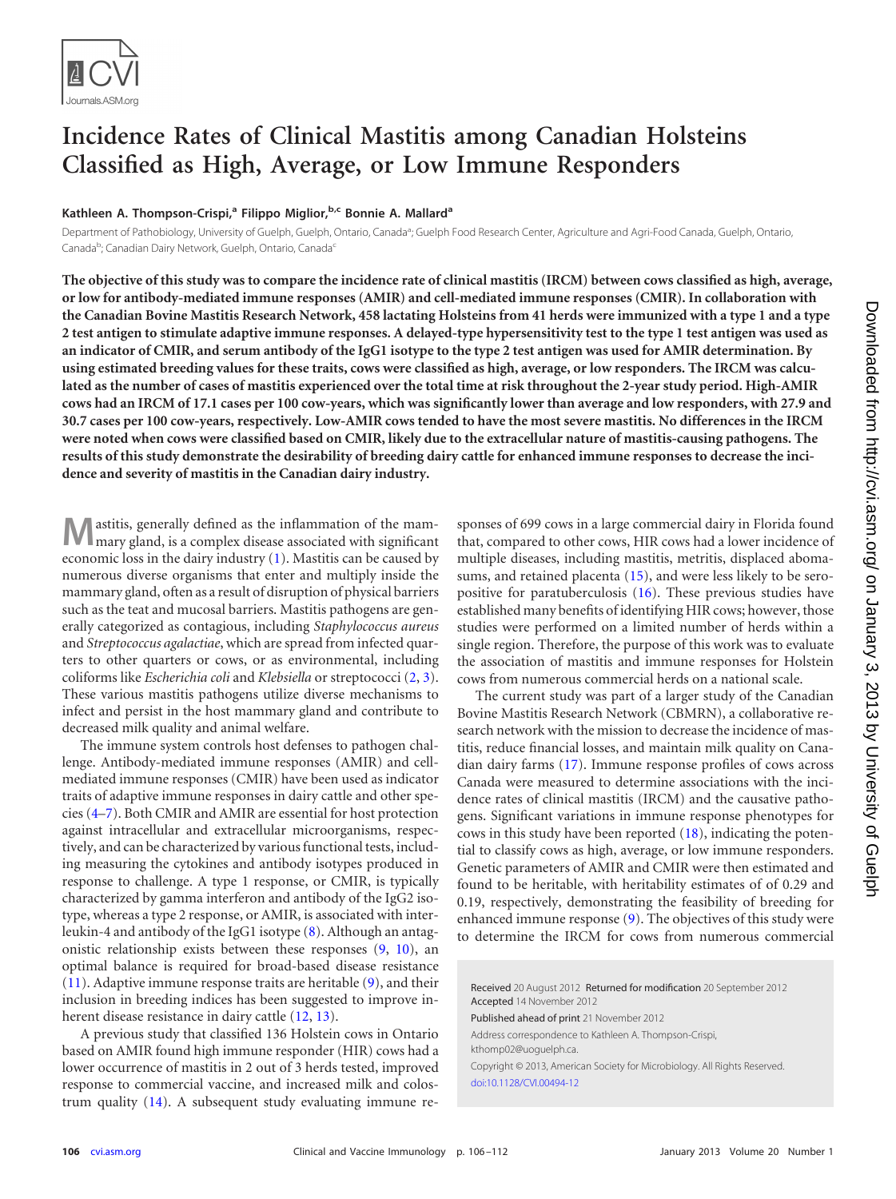# Incidence Rates of Clinical Mastitis among Canadian Holsteins Classified as High, Average, or Low Immune Responders

**Kathleen A. Thompson-Crispi,[a] Filippo Miglior,[b,c] Bonnie A. Mallard[a]**

Department of Pathobiology, University of Guelph, Guelph, Ontario, Canada[a]; Guelph Food Research Center, Agriculture and Agri-Food Canada, Guelph, Ontario, Canada[b]; Canadian Dairy Network, Guelph, Ontario, Canada[c]

**The objective of this study was to compare the incidence rate of clinical mastitis (IRCM) between cows classified as high, average, or low for antibody-mediated immune responses (AMIR) and cell-mediated immune responses (CMIR). In collaboration with the Canadian Bovine Mastitis Research Network, 458 lactating Holsteins from 41 herds were immunized with a type 1 and a type 2 test antigen to stimulate adaptive immune responses. A delayed-type hypersensitivity test to the type 1 test antigen was used as an indicator of CMIR, and serum antibody of the IgG1 isotype to the type 2 test antigen was used for AMIR determination. By using estimated breeding values for these traits, cows were classified as high, average, or low responders. The IRCM was calculated as the number of cases of mastitis experienced over the total time at risk throughout the 2-year study period. High-AMIR cows had an IRCM of 17.1 cases per 100 cow-years, which was significantly lower than average and low responders, with 27.9 and 30.7 cases per 100 cow-years, respectively. Low-AMIR cows tended to have the most severe mastitis. No differences in the IRCM were noted when cows were classified based on CMIR, likely due to the extracellular nature of mastitis-causing pathogens. The results of this study demonstrate the desirability of breeding dairy cattle for enhanced immune responses to decrease the incidence and severity of mastitis in the Canadian dairy industry.**

Mastitis, generally defined as the inflammation of the mammary gland, is a complex disease associated with significant economic loss in the dairy industry (1). Mastitis can be caused by numerous diverse organisms that enter and multiply inside the mammary gland, often as a result of disruption of physical barriers such as the teat and mucosal barriers. Mastitis pathogens are generally categorized as contagious, including *Staphylococcus aureus* and *Streptococcus agalactiae*, which are spread from infected quarters to other quarters or cows, or as environmental, including coliforms like *Escherichia coli* and *Klebsiella* or streptococci (2, 3). These various mastitis pathogens utilize diverse mechanisms to infect and persist in the host mammary gland and contribute to decreased milk quality and animal welfare.

The immune system controls host defenses to pathogen challenge. Antibody-mediated immune responses (AMIR) and cell-mediated immune responses (CMIR) have been used as indicator traits of adaptive immune responses in dairy cattle and other species (4–7). Both CMIR and AMIR are essential for host protection against intracellular and extracellular microorganisms, respectively, and can be characterized by various functional tests, including measuring the cytokines and antibody isotypes produced in response to challenge. A type 1 response, or CMIR, is typically characterized by gamma interferon and antibody of the IgG2 isotype, whereas a type 2 response, or AMIR, is associated with interleukin-4 and antibody of the IgG1 isotype (8). Although an antagonistic relationship exists between these responses (9, 10), an optimal balance is required for broad-based disease resistance (11). Adaptive immune response traits are heritable (9), and their inclusion in breeding indices has been suggested to improve inherent disease resistance in dairy cattle (12, 13).

A previous study that classified 136 Holstein cows in Ontario based on AMIR found high immune responder (HIR) cows had a lower occurrence of mastitis in 2 out of 3 herds tested, improved response to commercial vaccine, and increased milk and colostrum quality (14). A subsequent study evaluating immune responses of 699 cows in a large commercial dairy in Florida found that, compared to other cows, HIR cows had a lower incidence of multiple diseases, including mastitis, metritis, displaced abomasums, and retained placenta (15), and were less likely to be seropositive for paratuberculosis (16). These previous studies have established many benefits of identifying HIR cows; however, those studies were performed on a limited number of herds within a single region. Therefore, the purpose of this work was to evaluate the association of mastitis and immune responses for Holstein cows from numerous commercial herds on a national scale.

The current study was part of a larger study of the Canadian Bovine Mastitis Research Network (CBMRN), a collaborative research network with the mission to decrease the incidence of mastitis, reduce financial losses, and maintain milk quality on Canadian dairy farms (17). Immune response profiles of cows across Canada were measured to determine associations with the incidence rates of clinical mastitis (IRCM) and the causative pathogens. Significant variations in immune response phenotypes for cows in this study have been reported (18), indicating the potential to classify cows as high, average, or low immune responders. Genetic parameters of AMIR and CMIR were then estimated and found to be heritable, with heritability estimates of of 0.29 and 0.19, respectively, demonstrating the feasibility of breeding for enhanced immune response (9). The objectives of this study were to determine the IRCM for cows from numerous commercial

Received 20 August 2012 Returned for modification 20 September 2012 Accepted 14 November 2012

Published ahead of print 21 November 2012

Address correspondence to Kathleen A. Thompson-Crispi, kthomp02@uoguelph.ca.

Copyright © 2013, American Society for Microbiology. All Rights Reserved.

doi:10.1128/CVI.00494-12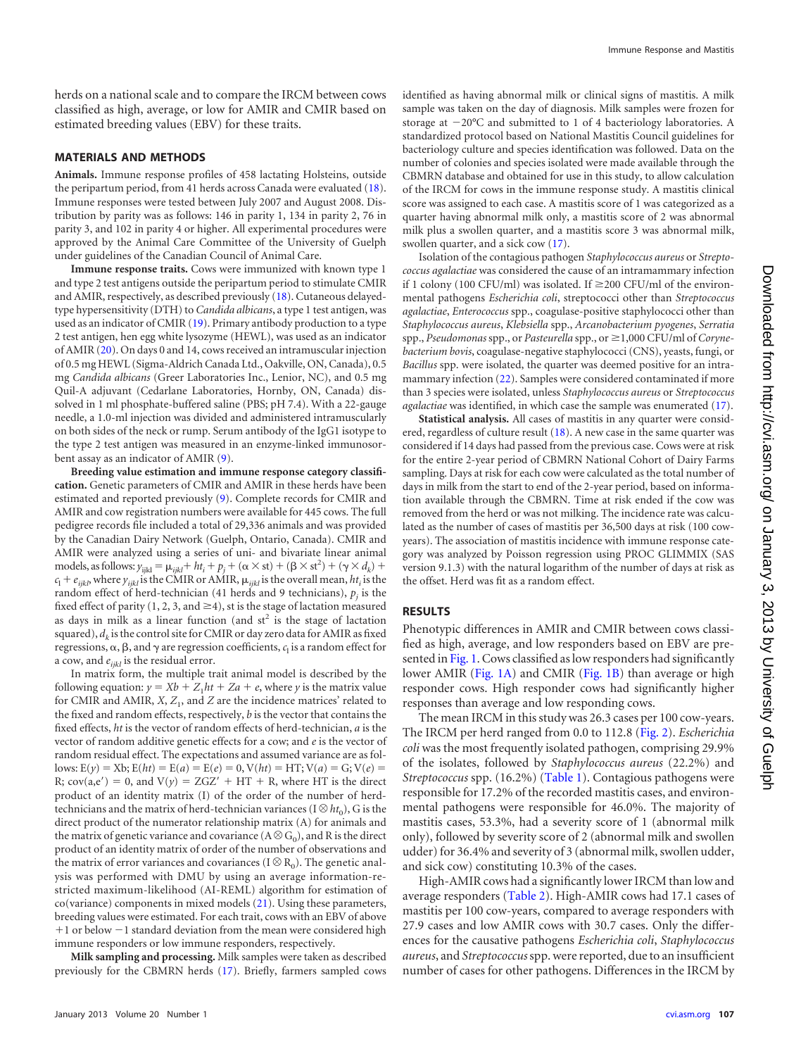herds on a national scale and to compare the IRCM between cows classified as high, average, or low for AMIR and CMIR based on estimated breeding values (EBV) for these traits.

## MATERIALS AND METHODS

**Animals.** Immune response profiles of 458 lactating Holsteins, outside the peripartum period, from 41 herds across Canada were evaluated (18). Immune responses were tested between July 2007 and August 2008. Distribution by parity was as follows: 146 in parity 1, 134 in parity 2, 76 in parity 3, and 102 in parity 4 or higher. All experimental procedures were approved by the Animal Care Committee of the University of Guelph under guidelines of the Canadian Council of Animal Care.

**Immune response traits.** Cows were immunized with known type 1 and type 2 test antigens outside the peripartum period to stimulate CMIR and AMIR, respectively, as described previously (18). Cutaneous delayed-type hypersensitivity (DTH) to *Candida albicans*, a type 1 test antigen, was used as an indicator of CMIR (19). Primary antibody production to a type 2 test antigen, hen egg white lysozyme (HEWL), was used as an indicator of AMIR (20). On days 0 and 14, cows received an intramuscular injection of 0.5 mg HEWL (Sigma-Aldrich Canada Ltd., Oakville, ON, Canada), 0.5 mg *Candida albicans* (Greer Laboratories Inc., Lenior, NC), and 0.5 mg Quil-A adjuvant (Cedarlane Laboratories, Hornby, ON, Canada) dissolved in 1 ml phosphate-buffered saline (PBS; pH 7.4). With a 22-gauge needle, a 1.0-ml injection was divided and administered intramuscularly on both sides of the neck or rump. Serum antibody of the IgG1 isotype to the type 2 test antigen was measured in an enzyme-linked immunosorbent assay as an indicator of AMIR (9).

**Breeding value estimation and immune response category classification.** Genetic parameters of CMIR and AMIR in these herds have been estimated and reported previously (9). Complete records for CMIR and AMIR and cow registration numbers were available for 445 cows. The full pedigree records file included a total of 29,336 animals and was provided by the Canadian Dairy Network (Guelph, Ontario, Canada). CMIR and AMIR were analyzed using a series of uni- and bivariate linear animal models, as follows: $y_{ijkl} = \mu_{ijkl} + ht_i + p_j + (\alpha \times \mathrm{st}) + (\beta \times \mathrm{st}^2) + (\gamma \times d_k) + c_l + e_{ijkl}$, where $y_{ijkl}$ is the CMIR or AMIR, $\mu_{ijkl}$ is the overall mean, $ht_i$ is the random effect of herd-technician (41 herds and 9 technicians), $p_j$ is the fixed effect of parity (1, 2, 3, and ≥4), st is the stage of lactation measured as days in milk as a linear function (and $\mathrm{st}^2$ is the stage of lactation squared), $d_k$ is the control site for CMIR or day zero data for AMIR as fixed regressions, α, β, and γ are regression coefficients, $c_l$ is a random effect for a cow, and $e_{ijkl}$ is the residual error.

In matrix form, the multiple trait animal model is described by the following equation: $y = Xb + Z_1 ht + Za + e$, where $y$ is the matrix value for CMIR and AMIR, $X$, $Z_1$, and $Z$ are the incidence matrices' related to the fixed and random effects, respectively, $b$ is the vector that contains the fixed effects, $ht$ is the vector of random effects of herd-technician, $a$ is the vector of random additive genetic effects for a cow; and $e$ is the vector of random residual effect. The expectations and assumed variance are as follows: $E(y) = Xb$; $E(ht) = E(a) = E(e) = 0$, $V(ht) = HT$; $V(a) = G$; $V(e) = R$; $\mathrm{cov}(a,e') = 0$, and $V(y) = ZGZ' + HT + R$, where HT is the direct product of an identity matrix (I) of the order of the number of herd-technicians and the matrix of herd-technician variances ($I \otimes ht_0$), G is the direct product of the numerator relationship matrix (A) for animals and the matrix of genetic variance and covariance ($A \otimes G_0$), and R is the direct product of an identity matrix of order of the number of observations and the matrix of error variances and covariances ($I \otimes R_0$). The genetic analysis was performed with DMU by using an average information-restricted maximum-likelihood (AI-REML) algorithm for estimation of co(variance) components in mixed models (21). Using these parameters, breeding values were estimated. For each trait, cows with an EBV of above +1 or below −1 standard deviation from the mean were considered high immune responders or low immune responders, respectively.

**Milk sampling and processing.** Milk samples were taken as described previously for the CBMRN herds (17). Briefly, farmers sampled cows identified as having abnormal milk or clinical signs of mastitis. A milk sample was taken on the day of diagnosis. Milk samples were frozen for storage at −20°C and submitted to 1 of 4 bacteriology laboratories. A standardized protocol based on National Mastitis Council guidelines for bacteriology culture and species identification was followed. Data on the number of colonies and species isolated were made available through the CBMRN database and obtained for use in this study, to allow calculation of the IRCM for cows in the immune response study. A mastitis clinical score was assigned to each case. A mastitis score of 1 was categorized as a quarter having abnormal milk only, a mastitis score of 2 was abnormal milk plus a swollen quarter, and a mastitis score 3 was abnormal milk, swollen quarter, and a sick cow (17).

Isolation of the contagious pathogen *Staphylococcus aureus* or *Streptococcus agalactiae* was considered the cause of an intramammary infection if 1 colony (100 CFU/ml) was isolated. If ≥200 CFU/ml of the environmental pathogens *Escherichia coli*, streptococci other than *Streptococcus agalactiae*, *Enterococcus* spp., coagulase-positive staphylococci other than *Staphylococcus aureus*, *Klebsiella* spp., *Arcanobacterium pyogenes*, *Serratia* spp., *Pseudomonas* spp., or *Pasteurella* spp., or ≥1,000 CFU/ml of *Corynebacterium bovis*, coagulase-negative staphylococci (CNS), yeasts, fungi, or *Bacillus* spp. were isolated, the quarter was deemed positive for an intramammary infection (22). Samples were considered contaminated if more than 3 species were isolated, unless *Staphylococcus aureus* or *Streptococcus agalactiae* was identified, in which case the sample was enumerated (17).

**Statistical analysis.** All cases of mastitis in any quarter were considered, regardless of culture result (18). A new case in the same quarter was considered if 14 days had passed from the previous case. Cows were at risk for the entire 2-year period of CBMRN National Cohort of Dairy Farms sampling. Days at risk for each cow were calculated as the total number of days in milk from the start to end of the 2-year period, based on information available through the CBMRN. Time at risk ended if the cow was removed from the herd or was not milking. The incidence rate was calculated as the number of cases of mastitis per 36,500 days at risk (100 cow-years). The association of mastitis incidence with immune response category was analyzed by Poisson regression using PROC GLIMMIX (SAS version 9.1.3) with the natural logarithm of the number of days at risk as the offset. Herd was fit as a random effect.

## RESULTS

Phenotypic differences in AMIR and CMIR between cows classified as high, average, and low responders based on EBV are presented in Fig. 1. Cows classified as low responders had significantly lower AMIR (Fig. 1A) and CMIR (Fig. 1B) than average or high responder cows. High responder cows had significantly higher responses than average and low responding cows.

The mean IRCM in this study was 26.3 cases per 100 cow-years. The IRCM per herd ranged from 0.0 to 112.8 (Fig. 2). *Escherichia coli* was the most frequently isolated pathogen, comprising 29.9% of the isolates, followed by *Staphylococcus aureus* (22.2%) and *Streptococcus* spp. (16.2%) (Table 1). Contagious pathogens were responsible for 17.2% of the recorded mastitis cases, and environmental pathogens were responsible for 46.0%. The majority of mastitis cases, 53.3%, had a severity score of 1 (abnormal milk only), followed by severity score of 2 (abnormal milk and swollen udder) for 36.4% and severity of 3 (abnormal milk, swollen udder, and sick cow) constituting 10.3% of the cases.

High-AMIR cows had a significantly lower IRCM than low and average responders (Table 2). High-AMIR cows had 17.1 cases of mastitis per 100 cow-years, compared to average responders with 27.9 cases and low AMIR cows with 30.7 cases. Only the differences for the causative pathogens *Escherichia coli*, *Staphylococcus aureus*, and *Streptococcus* spp. were reported, due to an insufficient number of cases for other pathogens. Differences in the IRCM by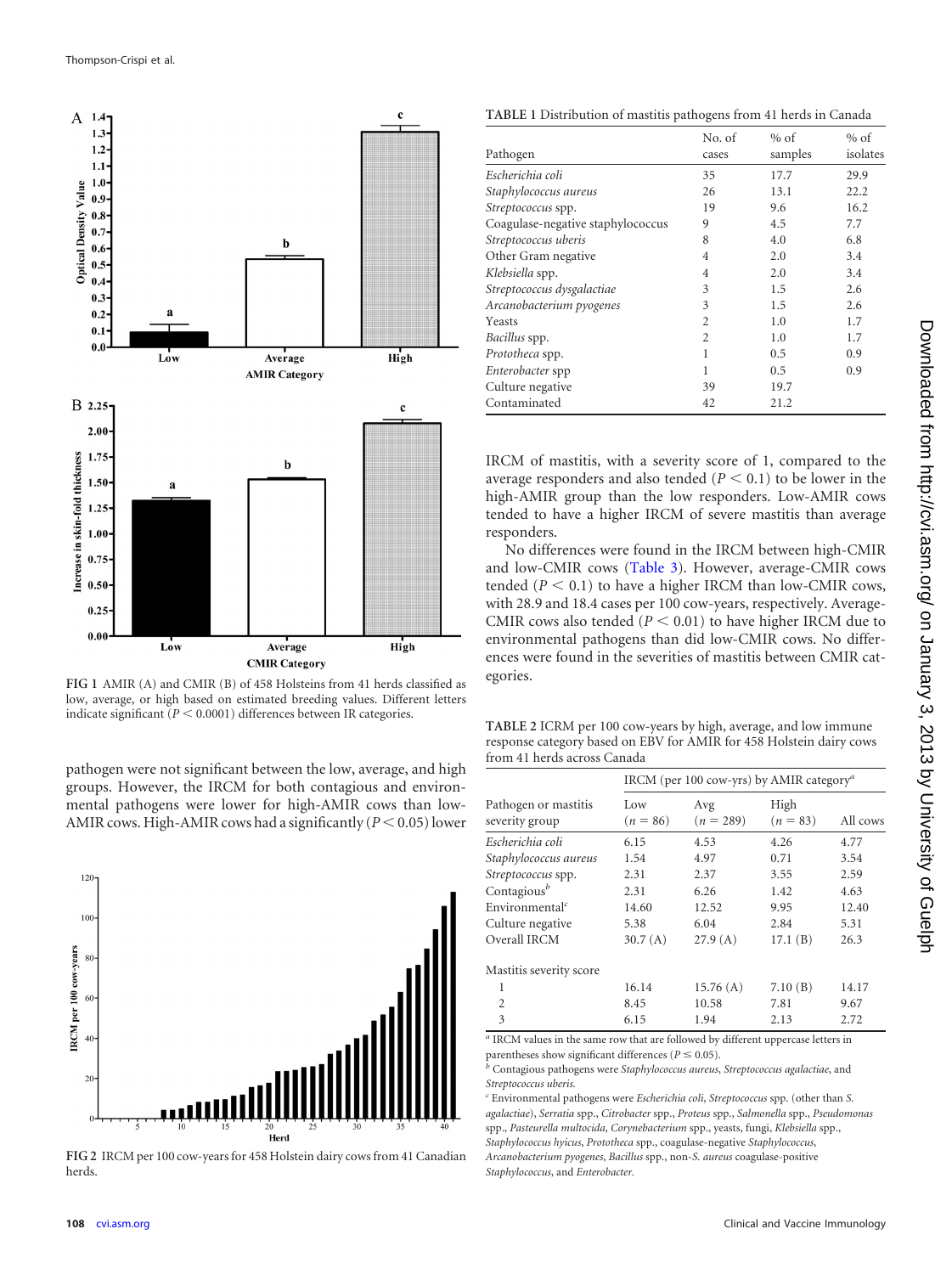FIG 1 AMIR (A) and CMIR (B) of 458 Holsteins from 41 herds classified as low, average, or high based on estimated breeding values. Different letters indicate significant ($P < 0.0001$) differences between IR categories.

pathogen were not significant between the low, average, and high groups. However, the IRCM for both contagious and environmental pathogens were lower for high-AMIR cows than low-AMIR cows. High-AMIR cows had a significantly ($P < 0.05$) lower IRCM of mastitis, with a severity score of 1, compared to the average responders and also tended ($P < 0.1$) to be lower in the high-AMIR group than the low responders. Low-AMIR cows tended to have a higher IRCM of severe mastitis than average responders.

No differences were found in the IRCM between high-CMIR and low-CMIR cows (Table 3). However, average-CMIR cows tended ($P < 0.1$) to have a higher IRCM than low-CMIR cows, with 28.9 and 18.4 cases per 100 cow-years, respectively. Average-CMIR cows also tended ($P < 0.01$) to have higher IRCM due to environmental pathogens than did low-CMIR cows. No differences were found in the severities of mastitis between CMIR categories.

FIG 2 IRCM per 100 cow-years for 458 Holstein dairy cows from 41 Canadian herds.

TABLE 1 Distribution of mastitis pathogens from 41 herds in Canada

| Pathogen | No. of cases | % of samples | % of isolates |
|---|---|---|---|
| *Escherichia coli* | 35 | 17.7 | 29.9 |
| *Staphylococcus aureus* | 26 | 13.1 | 22.2 |
| *Streptococcus* spp. | 19 | 9.6 | 16.2 |
| Coagulase-negative staphylococcus | 9 | 4.5 | 7.7 |
| *Streptococcus uberis* | 8 | 4.0 | 6.8 |
| Other Gram negative | 4 | 2.0 | 3.4 |
| *Klebsiella* spp. | 4 | 2.0 | 3.4 |
| *Streptococcus dysgalactiae* | 3 | 1.5 | 2.6 |
| *Arcanobacterium pyogenes* | 3 | 1.5 | 2.6 |
| Yeasts | 2 | 1.0 | 1.7 |
| *Bacillus* spp. | 2 | 1.0 | 1.7 |
| *Prototheca* spp. | 1 | 0.5 | 0.9 |
| *Enterobacter* spp | 1 | 0.5 | 0.9 |
| Culture negative | 39 | 19.7 | |
| Contaminated | 42 | 21.2 | |

TABLE 2 ICRM per 100 cow-years by high, average, and low immune response category based on EBV for AMIR for 458 Holstein dairy cows from 41 herds across Canada

| Pathogen or mastitis severity group | IRCM (per 100 cow-yrs) by AMIR category[a] Low ($n = 86$) | Avg ($n = 289$) | High ($n = 83$) | All cows |
|---|---|---|---|---|
| *Escherichia coli* | 6.15 | 4.53 | 4.26 | 4.77 |
| *Staphylococcus aureus* | 1.54 | 4.97 | 0.71 | 3.54 |
| *Streptococcus* spp. | 2.31 | 2.37 | 3.55 | 2.59 |
| Contagious[b] | 2.31 | 6.26 | 1.42 | 4.63 |
| Environmental[c] | 14.60 | 12.52 | 9.95 | 12.40 |
| Culture negative | 5.38 | 6.04 | 2.84 | 5.31 |
| Overall IRCM | 30.7 (A) | 27.9 (A) | 17.1 (B) | 26.3 |
| Mastitis severity score | | | | |
| 1 | 16.14 | 15.76 (A) | 7.10 (B) | 14.17 |
| 2 | 8.45 | 10.58 | 7.81 | 9.67 |
| 3 | 6.15 | 1.94 | 2.13 | 2.72 |

[a] IRCM values in the same row that are followed by different uppercase letters in parentheses show significant differences ($P \leq 0.05$).

[b] Contagious pathogens were *Staphylococcus aureus*, *Streptococcus agalactiae*, and *Streptococcus uberis*.

[c] Environmental pathogens were *Escherichia coli*, *Streptococcus* spp. (other than *S. agalactiae*), *Serratia* spp., *Citrobacter* spp., *Proteus* spp., *Salmonella* spp., *Pseudomonas* spp., *Pasteurella multocida*, *Corynebacterium* spp., yeasts, fungi, *Klebsiella* spp., *Staphylococcus hyicus*, *Prototheca* spp., coagulase-negative *Staphylococcus*, *Arcanobacterium pyogenes*, *Bacillus* spp., non-*S. aureus* coagulase-positive *Staphylococcus*, and *Enterobacter*.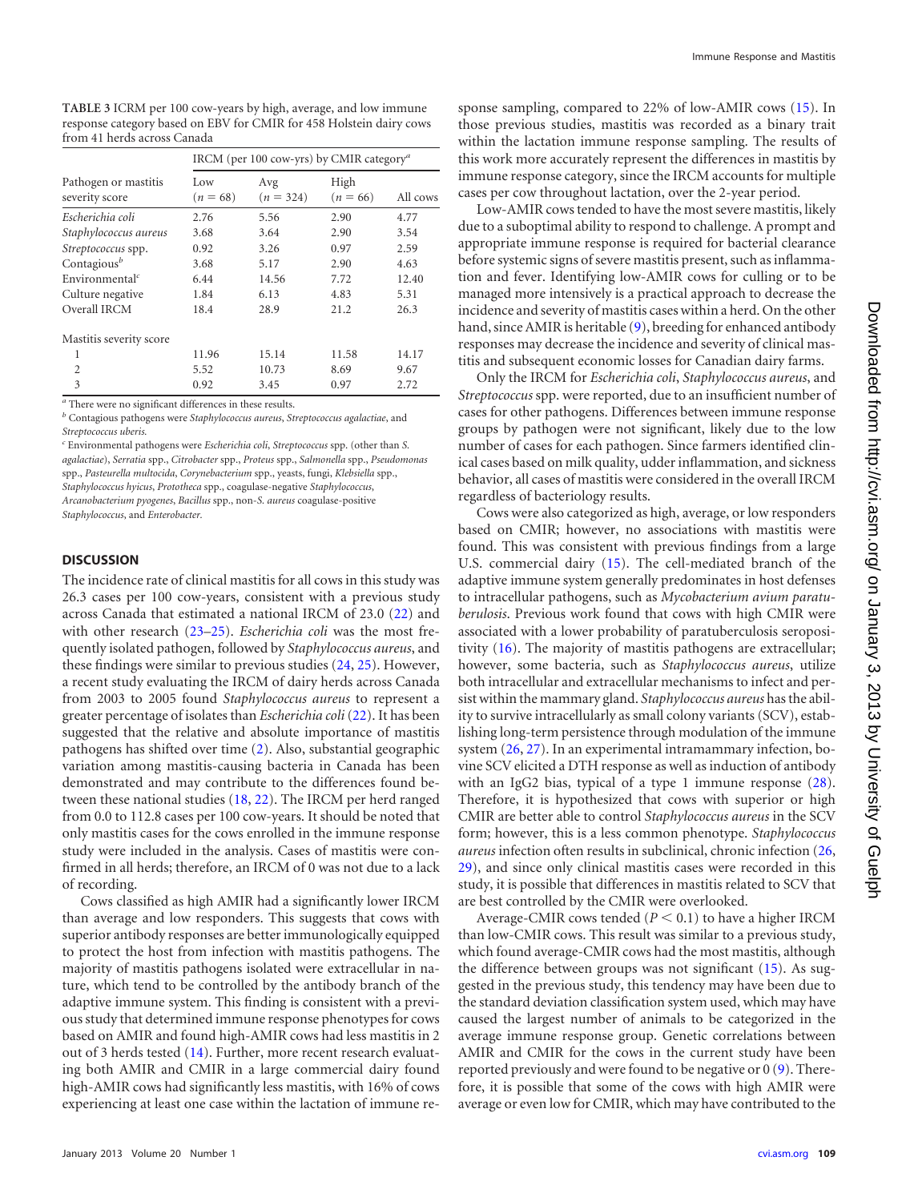**TABLE 3** ICRM per 100 cow-years by high, average, and low immune response category based on EBV for CMIR for 458 Holstein dairy cows from 41 herds across Canada

| Pathogen or mastitis severity score | IRCM (per 100 cow-yrs) by CMIR category[a] | | | |
|---|---|---|---|---|
| | Low ($n = 68$) | Avg ($n = 324$) | High ($n = 66$) | All cows |
| *Escherichia coli* | 2.76 | 5.56 | 2.90 | 4.77 |
| *Staphylococcus aureus* | 3.68 | 3.64 | 2.90 | 3.54 |
| *Streptococcus* spp. | 0.92 | 3.26 | 0.97 | 2.59 |
| Contagious[b] | 3.68 | 5.17 | 2.90 | 4.63 |
| Environmental[c] | 6.44 | 14.56 | 7.72 | 12.40 |
| Culture negative | 1.84 | 6.13 | 4.83 | 5.31 |
| Overall IRCM | 18.4 | 28.9 | 21.2 | 26.3 |
| Mastitis severity score | | | | |
| 1 | 11.96 | 15.14 | 11.58 | 14.17 |
| 2 | 5.52 | 10.73 | 8.69 | 9.67 |
| 3 | 0.92 | 3.45 | 0.97 | 2.72 |

[a] There were no significant differences in these results.
[b] Contagious pathogens were *Staphylococcus aureus*, *Streptococcus agalactiae*, and *Streptococcus uberis.*
[c] Environmental pathogens were *Escherichia coli*, *Streptococcus* spp. (other than *S. agalactiae*), *Serratia* spp., *Citrobacter* spp., *Proteus* spp., *Salmonella* spp., *Pseudomonas* spp., *Pasteurella multocida*, *Corynebacterium* spp., yeasts, fungi, *Klebsiella* spp., *Staphylococcus hyicus*, *Prototheca* spp., coagulase-negative *Staphylococcus*, *Arcanobacterium pyogenes*, *Bacillus* spp., non-*S. aureus* coagulase-positive *Staphylococcus*, and *Enterobacter.*

## DISCUSSION

The incidence rate of clinical mastitis for all cows in this study was 26.3 cases per 100 cow-years, consistent with a previous study across Canada that estimated a national IRCM of 23.0 (22) and with other research (23–25). *Escherichia coli* was the most frequently isolated pathogen, followed by *Staphylococcus aureus*, and these findings were similar to previous studies (24, 25). However, a recent study evaluating the IRCM of dairy herds across Canada from 2003 to 2005 found *Staphylococcus aureus* to represent a greater percentage of isolates than *Escherichia coli* (22). It has been suggested that the relative and absolute importance of mastitis pathogens has shifted over time (2). Also, substantial geographic variation among mastitis-causing bacteria in Canada has been demonstrated and may contribute to the differences found between these national studies (18, 22). The IRCM per herd ranged from 0.0 to 112.8 cases per 100 cow-years. It should be noted that only mastitis cases for the cows enrolled in the immune response study were included in the analysis. Cases of mastitis were confirmed in all herds; therefore, an IRCM of 0 was not due to a lack of recording.

Cows classified as high AMIR had a significantly lower IRCM than average and low responders. This suggests that cows with superior antibody responses are better immunologically equipped to protect the host from infection with mastitis pathogens. The majority of mastitis pathogens isolated were extracellular in nature, which tend to be controlled by the antibody branch of the adaptive immune system. This finding is consistent with a previous study that determined immune response phenotypes for cows based on AMIR and found high-AMIR cows had less mastitis in 2 out of 3 herds tested (14). Further, more recent research evaluating both AMIR and CMIR in a large commercial dairy found high-AMIR cows had significantly less mastitis, with 16% of cows experiencing at least one case within the lactation of immune response sampling, compared to 22% of low-AMIR cows (15). In those previous studies, mastitis was recorded as a binary trait within the lactation immune response sampling. The results of this work more accurately represent the differences in mastitis by immune response category, since the IRCM accounts for multiple cases per cow throughout lactation, over the 2-year period.

Low-AMIR cows tended to have the most severe mastitis, likely due to a suboptimal ability to respond to challenge. A prompt and appropriate immune response is required for bacterial clearance before systemic signs of severe mastitis present, such as inflammation and fever. Identifying low-AMIR cows for culling or to be managed more intensively is a practical approach to decrease the incidence and severity of mastitis cases within a herd. On the other hand, since AMIR is heritable (9), breeding for enhanced antibody responses may decrease the incidence and severity of clinical mastitis and subsequent economic losses for Canadian dairy farms.

Only the IRCM for *Escherichia coli*, *Staphylococcus aureus*, and *Streptococcus* spp. were reported, due to an insufficient number of cases for other pathogens. Differences between immune response groups by pathogen were not significant, likely due to the low number of cases for each pathogen. Since farmers identified clinical cases based on milk quality, udder inflammation, and sickness behavior, all cases of mastitis were considered in the overall IRCM regardless of bacteriology results.

Cows were also categorized as high, average, or low responders based on CMIR; however, no associations with mastitis were found. This was consistent with previous findings from a large U.S. commercial dairy (15). The cell-mediated branch of the adaptive immune system generally predominates in host defenses to intracellular pathogens, such as *Mycobacterium avium paratuberulosis*. Previous work found that cows with high CMIR were associated with a lower probability of paratuberculosis seropositivity (16). The majority of mastitis pathogens are extracellular; however, some bacteria, such as *Staphylococcus aureus*, utilize both intracellular and extracellular mechanisms to infect and persist within the mammary gland. *Staphylococcus aureus* has the ability to survive intracellularly as small colony variants (SCV), establishing long-term persistence through modulation of the immune system (26, 27). In an experimental intramammary infection, bovine SCV elicited a DTH response as well as induction of antibody with an IgG2 bias, typical of a type 1 immune response (28). Therefore, it is hypothesized that cows with superior or high CMIR are better able to control *Staphylococcus aureus* in the SCV form; however, this is a less common phenotype. *Staphylococcus aureus* infection often results in subclinical, chronic infection (26, 29), and since only clinical mastitis cases were recorded in this study, it is possible that differences in mastitis related to SCV that are best controlled by the CMIR were overlooked.

Average-CMIR cows tended ($P < 0.1$) to have a higher IRCM than low-CMIR cows. This result was similar to a previous study, which found average-CMIR cows had the most mastitis, although the difference between groups was not significant (15). As suggested in the previous study, this tendency may have been due to the standard deviation classification system used, which may have caused the largest number of animals to be categorized in the average immune response group. Genetic correlations between AMIR and CMIR for the cows in the current study have been reported previously and were found to be negative or 0 (9). Therefore, it is possible that some of the cows with high AMIR were average or even low for CMIR, which may have contributed to the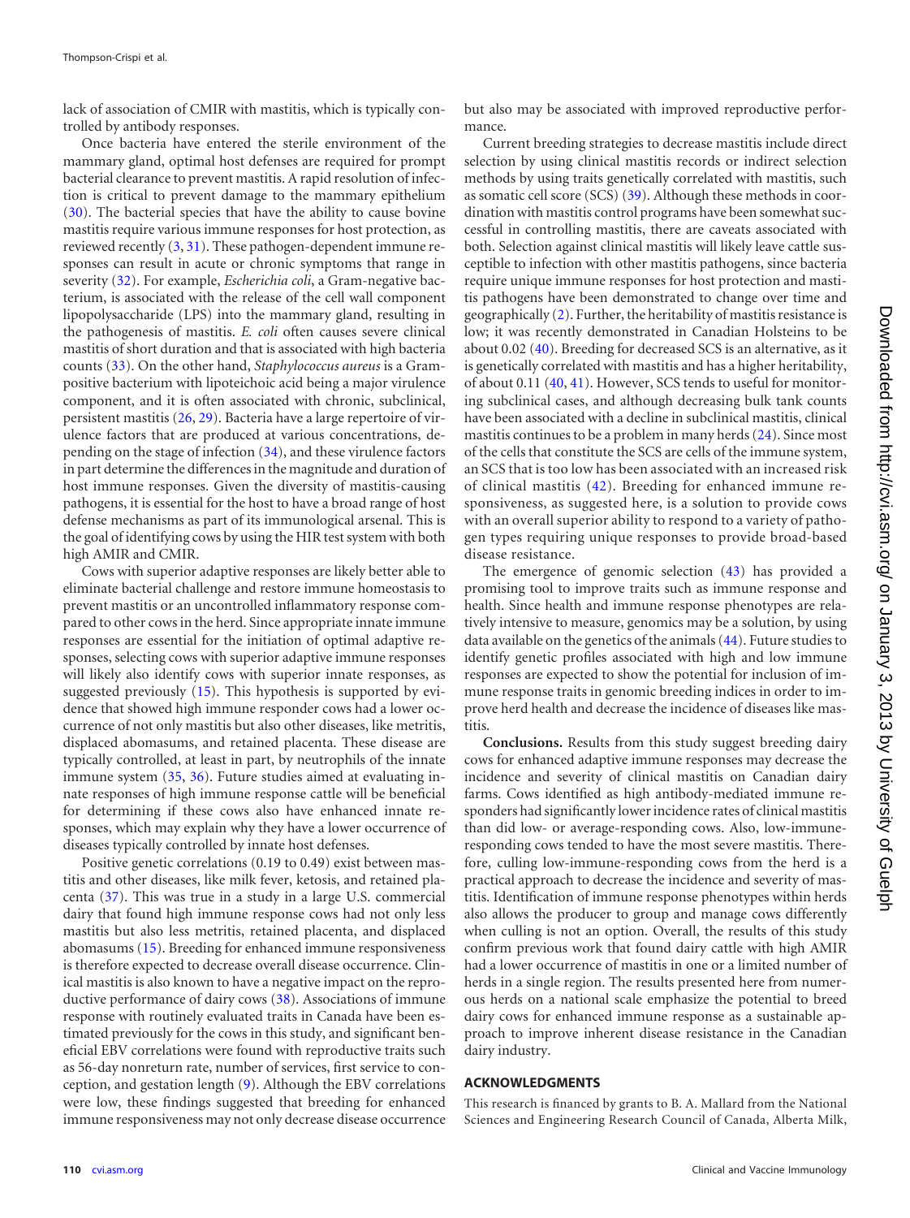lack of association of CMIR with mastitis, which is typically controlled by antibody responses.

Once bacteria have entered the sterile environment of the mammary gland, optimal host defenses are required for prompt bacterial clearance to prevent mastitis. A rapid resolution of infection is critical to prevent damage to the mammary epithelium (30). The bacterial species that have the ability to cause bovine mastitis require various immune responses for host protection, as reviewed recently (3, 31). These pathogen-dependent immune responses can result in acute or chronic symptoms that range in severity (32). For example, *Escherichia coli*, a Gram-negative bacterium, is associated with the release of the cell wall component lipopolysaccharide (LPS) into the mammary gland, resulting in the pathogenesis of mastitis. *E. coli* often causes severe clinical mastitis of short duration and that is associated with high bacteria counts (33). On the other hand, *Staphylococcus aureus* is a Gram-positive bacterium with lipoteichoic acid being a major virulence component, and it is often associated with chronic, subclinical, persistent mastitis (26, 29). Bacteria have a large repertoire of virulence factors that are produced at various concentrations, depending on the stage of infection (34), and these virulence factors in part determine the differences in the magnitude and duration of host immune responses. Given the diversity of mastitis-causing pathogens, it is essential for the host to have a broad range of host defense mechanisms as part of its immunological arsenal. This is the goal of identifying cows by using the HIR test system with both high AMIR and CMIR.

Cows with superior adaptive responses are likely better able to eliminate bacterial challenge and restore immune homeostasis to prevent mastitis or an uncontrolled inflammatory response compared to other cows in the herd. Since appropriate innate immune responses are essential for the initiation of optimal adaptive responses, selecting cows with superior adaptive immune responses will likely also identify cows with superior innate responses, as suggested previously (15). This hypothesis is supported by evidence that showed high immune responder cows had a lower occurrence of not only mastitis but also other diseases, like metritis, displaced abomasums, and retained placenta. These disease are typically controlled, at least in part, by neutrophils of the innate immune system (35, 36). Future studies aimed at evaluating innate responses of high immune response cattle will be beneficial for determining if these cows also have enhanced innate responses, which may explain why they have a lower occurrence of diseases typically controlled by innate host defenses.

Positive genetic correlations (0.19 to 0.49) exist between mastitis and other diseases, like milk fever, ketosis, and retained placenta (37). This was true in a study in a large U.S. commercial dairy that found high immune response cows had not only less mastitis but also less metritis, retained placenta, and displaced abomasums (15). Breeding for enhanced immune responsiveness is therefore expected to decrease overall disease occurrence. Clinical mastitis is also known to have a negative impact on the reproductive performance of dairy cows (38). Associations of immune response with routinely evaluated traits in Canada have been estimated previously for the cows in this study, and significant beneficial EBV correlations were found with reproductive traits such as 56-day nonreturn rate, number of services, first service to conception, and gestation length (9). Although the EBV correlations were low, these findings suggested that breeding for enhanced immune responsiveness may not only decrease disease occurrence but also may be associated with improved reproductive performance.

Current breeding strategies to decrease mastitis include direct selection by using clinical mastitis records or indirect selection methods by using traits genetically correlated with mastitis, such as somatic cell score (SCS) (39). Although these methods in coordination with mastitis control programs have been somewhat successful in controlling mastitis, there are caveats associated with both. Selection against clinical mastitis will likely leave cattle susceptible to infection with other mastitis pathogens, since bacteria require unique immune responses for host protection and mastitis pathogens have been demonstrated to change over time and geographically (2). Further, the heritability of mastitis resistance is low; it was recently demonstrated in Canadian Holsteins to be about 0.02 (40). Breeding for decreased SCS is an alternative, as it is genetically correlated with mastitis and has a higher heritability, of about 0.11 (40, 41). However, SCS tends to useful for monitoring subclinical cases, and although decreasing bulk tank counts have been associated with a decline in subclinical mastitis, clinical mastitis continues to be a problem in many herds (24). Since most of the cells that constitute the SCS are cells of the immune system, an SCS that is too low has been associated with an increased risk of clinical mastitis (42). Breeding for enhanced immune responsiveness, as suggested here, is a solution to provide cows with an overall superior ability to respond to a variety of pathogen types requiring unique responses to provide broad-based disease resistance.

The emergence of genomic selection (43) has provided a promising tool to improve traits such as immune response and health. Since health and immune response phenotypes are relatively intensive to measure, genomics may be a solution, by using data available on the genetics of the animals (44). Future studies to identify genetic profiles associated with high and low immune responses are expected to show the potential for inclusion of immune response traits in genomic breeding indices in order to improve herd health and decrease the incidence of diseases like mastitis.

**Conclusions.** Results from this study suggest breeding dairy cows for enhanced adaptive immune responses may decrease the incidence and severity of clinical mastitis on Canadian dairy farms. Cows identified as high antibody-mediated immune responders had significantly lower incidence rates of clinical mastitis than did low- or average-responding cows. Also, low-immune-responding cows tended to have the most severe mastitis. Therefore, culling low-immune-responding cows from the herd is a practical approach to decrease the incidence and severity of mastitis. Identification of immune response phenotypes within herds also allows the producer to group and manage cows differently when culling is not an option. Overall, the results of this study confirm previous work that found dairy cattle with high AMIR had a lower occurrence of mastitis in one or a limited number of herds in a single region. The results presented here from numerous herds on a national scale emphasize the potential to breed dairy cows for enhanced immune response as a sustainable approach to improve inherent disease resistance in the Canadian dairy industry.

## ACKNOWLEDGMENTS

This research is financed by grants to B. A. Mallard from the National Sciences and Engineering Research Council of Canada, Alberta Milk,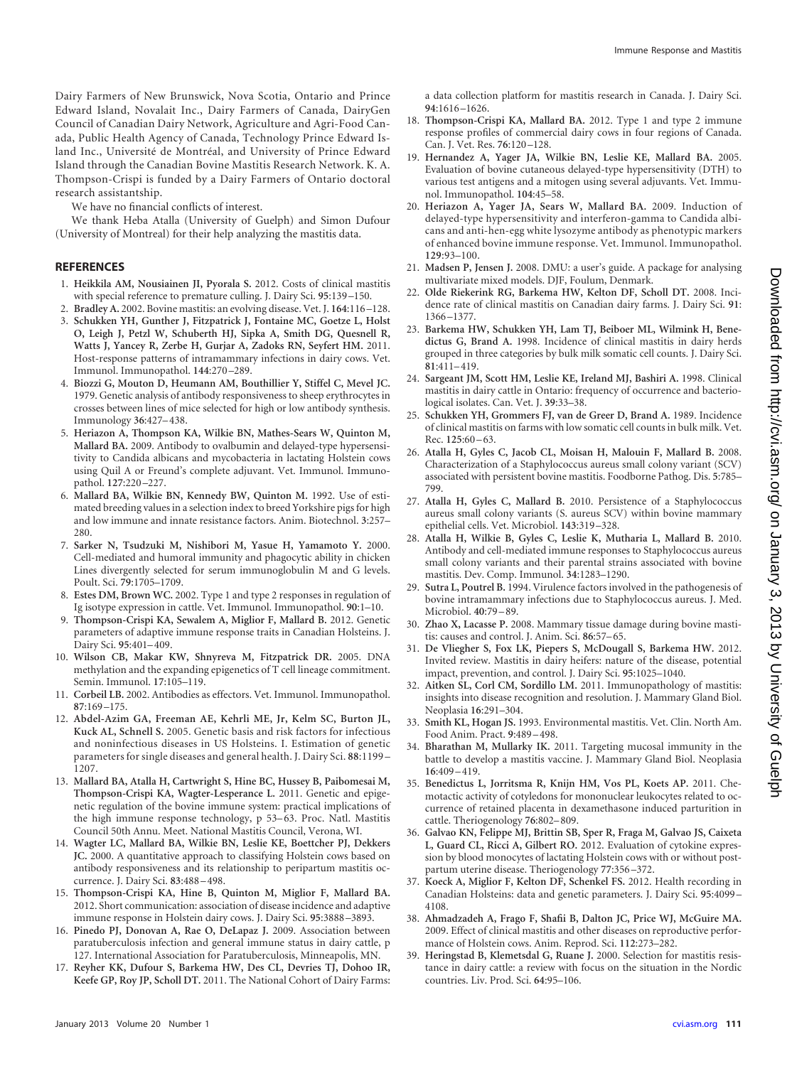Dairy Farmers of New Brunswick, Nova Scotia, Ontario and Prince Edward Island, Novalait Inc., Dairy Farmers of Canada, DairyGen Council of Canadian Dairy Network, Agriculture and Agri-Food Canada, Public Health Agency of Canada, Technology Prince Edward Island Inc., Université de Montréal, and University of Prince Edward Island through the Canadian Bovine Mastitis Research Network. K. A. Thompson-Crispi is funded by a Dairy Farmers of Ontario doctoral research assistantship.

We have no financial conflicts of interest.

We thank Heba Atalla (University of Guelph) and Simon Dufour (University of Montreal) for their help analyzing the mastitis data.

## REFERENCES

1. **Heikkila AM, Nousiainen JI, Pyorala S.** 2012. Costs of clinical mastitis with special reference to premature culling. J. Dairy Sci. **95**:139–150.
2. **Bradley A.** 2002. Bovine mastitis: an evolving disease. Vet. J. **164**:116–128.
3. **Schukken YH, Gunther J, Fitzpatrick J, Fontaine MC, Goetze L, Holst O, Leigh J, Petzl W, Schuberth HJ, Sipka A, Smith DG, Quesnell R, Watts J, Yancey R, Zerbe H, Gurjar A, Zadoks RN, Seyfert HM.** 2011. Host-response patterns of intramammary infections in dairy cows. Vet. Immunol. Immunopathol. **144**:270–289.
4. **Biozzi G, Mouton D, Heumann AM, Bouthillier Y, Stiffel C, Mevel JC.** 1979. Genetic analysis of antibody responsiveness to sheep erythrocytes in crosses between lines of mice selected for high or low antibody synthesis. Immunology **36**:427–438.
5. **Heriazon A, Thompson KA, Wilkie BN, Mathes-Sears W, Quinton M, Mallard BA.** 2009. Antibody to ovalbumin and delayed-type hypersensitivity to Candida albicans and mycobacteria in lactating Holstein cows using Quil A or Freund's complete adjuvant. Vet. Immunol. Immunopathol. **127**:220–227.
6. **Mallard BA, Wilkie BN, Kennedy BW, Quinton M.** 1992. Use of estimated breeding values in a selection index to breed Yorkshire pigs for high and low immune and innate resistance factors. Anim. Biotechnol. **3**:257–280.
7. **Sarker N, Tsudzuki M, Nishibori M, Yasue H, Yamamoto Y.** 2000. Cell-mediated and humoral immunity and phagocytic ability in chicken Lines divergently selected for serum immunoglobulin M and G levels. Poult. Sci. **79**:1705–1709.
8. **Estes DM, Brown WC.** 2002. Type 1 and type 2 responses in regulation of Ig isotype expression in cattle. Vet. Immunol. Immunopathol. **90**:1–10.
9. **Thompson-Crispi KA, Sewalem A, Miglior F, Mallard B.** 2012. Genetic parameters of adaptive immune response traits in Canadian Holsteins. J. Dairy Sci. **95**:401–409.
10. **Wilson CB, Makar KW, Shnyreva M, Fitzpatrick DR.** 2005. DNA methylation and the expanding epigenetics of T cell lineage commitment. Semin. Immunol. **17**:105–119.
11. **Corbeil LB.** 2002. Antibodies as effectors. Vet. Immunol. Immunopathol. **87**:169–175.
12. **Abdel-Azim GA, Freeman AE, Kehrli ME, Jr, Kelm SC, Burton JL, Kuck AL, Schnell S.** 2005. Genetic basis and risk factors for infectious and noninfectious diseases in US Holsteins. I. Estimation of genetic parameters for single diseases and general health. J. Dairy Sci. **88**:1199–1207.
13. **Mallard BA, Atalla H, Cartwright S, Hine BC, Hussey B, Paibomesai M, Thompson-Crispi KA, Wagter-Lesperance L.** 2011. Genetic and epigenetic regulation of the bovine immune system: practical implications of the high immune response technology, p 53–63. Proc. Natl. Mastitis Council 50th Annu. Meet. National Mastitis Council, Verona, WI.
14. **Wagter LC, Mallard BA, Wilkie BN, Leslie KE, Boettcher PJ, Dekkers JC.** 2000. A quantitative approach to classifying Holstein cows based on antibody responsiveness and its relationship to peripartum mastitis occurrence. J. Dairy Sci. **83**:488–498.
15. **Thompson-Crispi KA, Hine B, Quinton M, Miglior F, Mallard BA.** 2012. Short communication: association of disease incidence and adaptive immune response in Holstein dairy cows. J. Dairy Sci. **95**:3888–3893.
16. **Pinedo PJ, Donovan A, Rae O, DeLapaz J.** 2009. Association between paratuberculosis infection and general immune status in dairy cattle, p 127. International Association for Paratuberculosis, Minneapolis, MN.
17. **Reyher KK, Dufour S, Barkema HW, Des CL, Devries TJ, Dohoo IR, Keefe GP, Roy JP, Scholl DT.** 2011. The National Cohort of Dairy Farms: a data collection platform for mastitis research in Canada. J. Dairy Sci. **94**:1616–1626.
18. **Thompson-Crispi KA, Mallard BA.** 2012. Type 1 and type 2 immune response profiles of commercial dairy cows in four regions of Canada. Can. J. Vet. Res. **76**:120–128.
19. **Hernandez A, Yager JA, Wilkie BN, Leslie KE, Mallard BA.** 2005. Evaluation of bovine cutaneous delayed-type hypersensitivity (DTH) to various test antigens and a mitogen using several adjuvants. Vet. Immunol. Immunopathol. **104**:45–58.
20. **Heriazon A, Yager JA, Sears W, Mallard BA.** 2009. Induction of delayed-type hypersensitivity and interferon-gamma to Candida albicans and anti-hen-egg white lysozyme antibody as phenotypic markers of enhanced bovine immune response. Vet. Immunol. Immunopathol. **129**:93–100.
21. **Madsen P, Jensen J.** 2008. DMU: a user's guide. A package for analysing multivariate mixed models. DJF, Foulum, Denmark.
22. **Olde Riekerink RG, Barkema HW, Kelton DF, Scholl DT.** 2008. Incidence rate of clinical mastitis on Canadian dairy farms. J. Dairy Sci. **91**:1366–1377.
23. **Barkema HW, Schukken YH, Lam TJ, Beiboer ML, Wilmink H, Benedictus G, Brand A.** 1998. Incidence of clinical mastitis in dairy herds grouped in three categories by bulk milk somatic cell counts. J. Dairy Sci. **81**:411–419.
24. **Sargeant JM, Scott HM, Leslie KE, Ireland MJ, Bashiri A.** 1998. Clinical mastitis in dairy cattle in Ontario: frequency of occurrence and bacteriological isolates. Can. Vet. J. **39**:33–38.
25. **Schukken YH, Grommers FJ, van de Greer D, Brand A.** 1989. Incidence of clinical mastitis on farms with low somatic cell counts in bulk milk. Vet. Rec. **125**:60–63.
26. **Atalla H, Gyles C, Jacob CL, Moisan H, Malouin F, Mallard B.** 2008. Characterization of a Staphylococcus aureus small colony variant (SCV) associated with persistent bovine mastitis. Foodborne Pathog. Dis. **5**:785–799.
27. **Atalla H, Gyles C, Mallard B.** 2010. Persistence of a Staphylococcus aureus small colony variants (S. aureus SCV) within bovine mammary epithelial cells. Vet. Microbiol. **143**:319–328.
28. **Atalla H, Wilkie B, Gyles C, Leslie K, Mutharia L, Mallard B.** 2010. Antibody and cell-mediated immune responses to Staphylococcus aureus small colony variants and their parental strains associated with bovine mastitis. Dev. Comp. Immunol. **34**:1283–1290.
29. **Sutra L, Poutrel B.** 1994. Virulence factors involved in the pathogenesis of bovine intramammary infections due to Staphylococcus aureus. J. Med. Microbiol. **40**:79–89.
30. **Zhao X, Lacasse P.** 2008. Mammary tissue damage during bovine mastitis: causes and control. J. Anim. Sci. **86**:57–65.
31. **De Vliegher S, Fox LK, Piepers S, McDougall S, Barkema HW.** 2012. Invited review. Mastitis in dairy heifers: nature of the disease, potential impact, prevention, and control. J. Dairy Sci. **95**:1025–1040.
32. **Aitken SL, Corl CM, Sordillo LM.** 2011. Immunopathology of mastitis: insights into disease recognition and resolution. J. Mammary Gland Biol. Neoplasia **16**:291–304.
33. **Smith KL, Hogan JS.** 1993. Environmental mastitis. Vet. Clin. North Am. Food Anim. Pract. **9**:489–498.
34. **Bharathan M, Mullarky IK.** 2011. Targeting mucosal immunity in the battle to develop a mastitis vaccine. J. Mammary Gland Biol. Neoplasia **16**:409–419.
35. **Benedictus L, Jorritsma R, Knijn HM, Vos PL, Koets AP.** 2011. Chemotactic activity of cotyledons for mononuclear leukocytes related to occurrence of retained placenta in dexamethasone induced parturition in cattle. Theriogenology **76**:802–809.
36. **Galvao KN, Felippe MJ, Brittin SB, Sper R, Fraga M, Galvao JS, Caixeta L, Guard CL, Ricci A, Gilbert RO.** 2012. Evaluation of cytokine expression by blood monocytes of lactating Holstein cows with or without postpartum uterine disease. Theriogenology **77**:356–372.
37. **Koeck A, Miglior F, Kelton DF, Schenkel FS.** 2012. Health recording in Canadian Holsteins: data and genetic parameters. J. Dairy Sci. **95**:4099–4108.
38. **Ahmadzadeh A, Frago F, Shafii B, Dalton JC, Price WJ, McGuire MA.** 2009. Effect of clinical mastitis and other diseases on reproductive performance of Holstein cows. Anim. Reprod. Sci. **112**:273–282.
39. **Heringstad B, Klemetsdal G, Ruane J.** 2000. Selection for mastitis resistance in dairy cattle: a review with focus on the situation in the Nordic countries. Liv. Prod. Sci. **64**:95–106.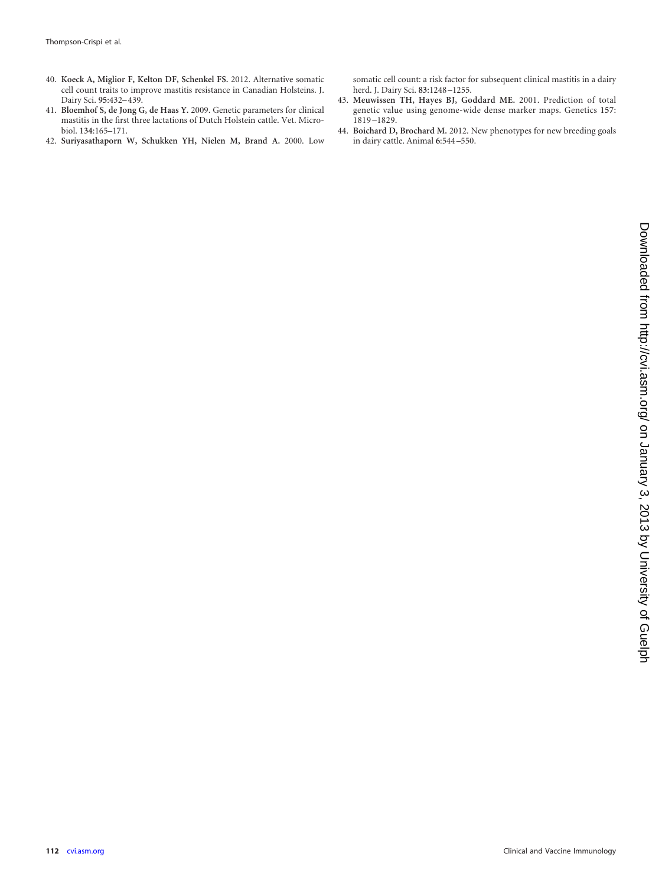40. **Koeck A, Miglior F, Kelton DF, Schenkel FS.** 2012. Alternative somatic cell count traits to improve mastitis resistance in Canadian Holsteins. J. Dairy Sci. **95**:432–439.
41. **Bloemhof S, de Jong G, de Haas Y.** 2009. Genetic parameters for clinical mastitis in the first three lactations of Dutch Holstein cattle. Vet. Microbiol. **134**:165–171.
42. **Suriyasathaporn W, Schukken YH, Nielen M, Brand A.** 2000. Low somatic cell count: a risk factor for subsequent clinical mastitis in a dairy herd. J. Dairy Sci. **83**:1248–1255.
43. **Meuwissen TH, Hayes BJ, Goddard ME.** 2001. Prediction of total genetic value using genome-wide dense marker maps. Genetics **157**:1819–1829.
44. **Boichard D, Brochard M.** 2012. New phenotypes for new breeding goals in dairy cattle. Animal **6**:544–550.